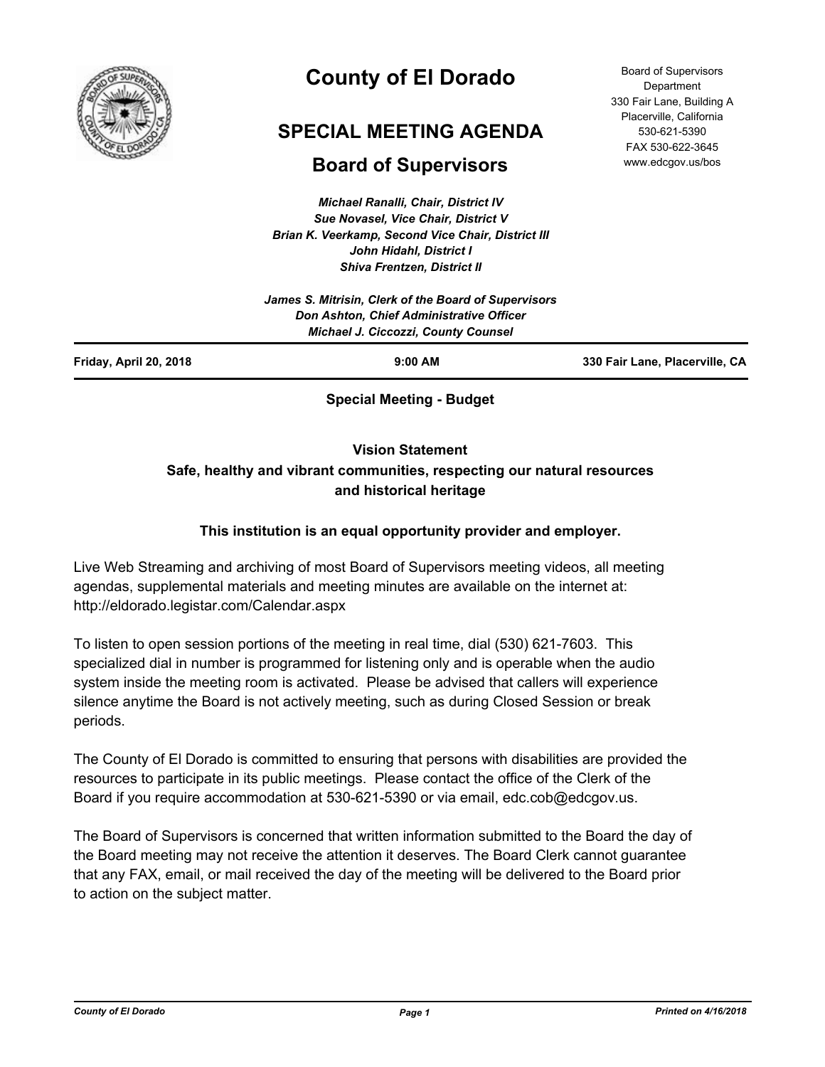# County of El Dorado

## SPECIAL MEETING AGENDA

## Board of Supervisors

Board of Supervisors Department
330 Fair Lane, Building A
Placerville, California
530-621-5390
FAX 530-622-3645
www.edcgov.us/bos

*Michael Ranalli, Chair, District IV*
*Sue Novasel, Vice Chair, District V*
*Brian K. Veerkamp, Second Vice Chair, District III*
*John Hidahl, District I*
*Shiva Frentzen, District II*

*James S. Mitrisin, Clerk of the Board of Supervisors*
*Don Ashton, Chief Administrative Officer*
*Michael J. Ciccozzi, County Counsel*

---

**Friday, April 20, 2018** | **9:00 AM** | **330 Fair Lane, Placerville, CA**

---

**Special Meeting - Budget**

**Vision Statement**
**Safe, healthy and vibrant communities, respecting our natural resources and historical heritage**

**This institution is an equal opportunity provider and employer.**

Live Web Streaming and archiving of most Board of Supervisors meeting videos, all meeting agendas, supplemental materials and meeting minutes are available on the internet at: http://eldorado.legistar.com/Calendar.aspx

To listen to open session portions of the meeting in real time, dial (530) 621-7603. This specialized dial in number is programmed for listening only and is operable when the audio system inside the meeting room is activated. Please be advised that callers will experience silence anytime the Board is not actively meeting, such as during Closed Session or break periods.

The County of El Dorado is committed to ensuring that persons with disabilities are provided the resources to participate in its public meetings. Please contact the office of the Clerk of the Board if you require accommodation at 530-621-5390 or via email, edc.cob@edcgov.us.

The Board of Supervisors is concerned that written information submitted to the Board the day of the Board meeting may not receive the attention it deserves. The Board Clerk cannot guarantee that any FAX, email, or mail received the day of the meeting will be delivered to the Board prior to action on the subject matter.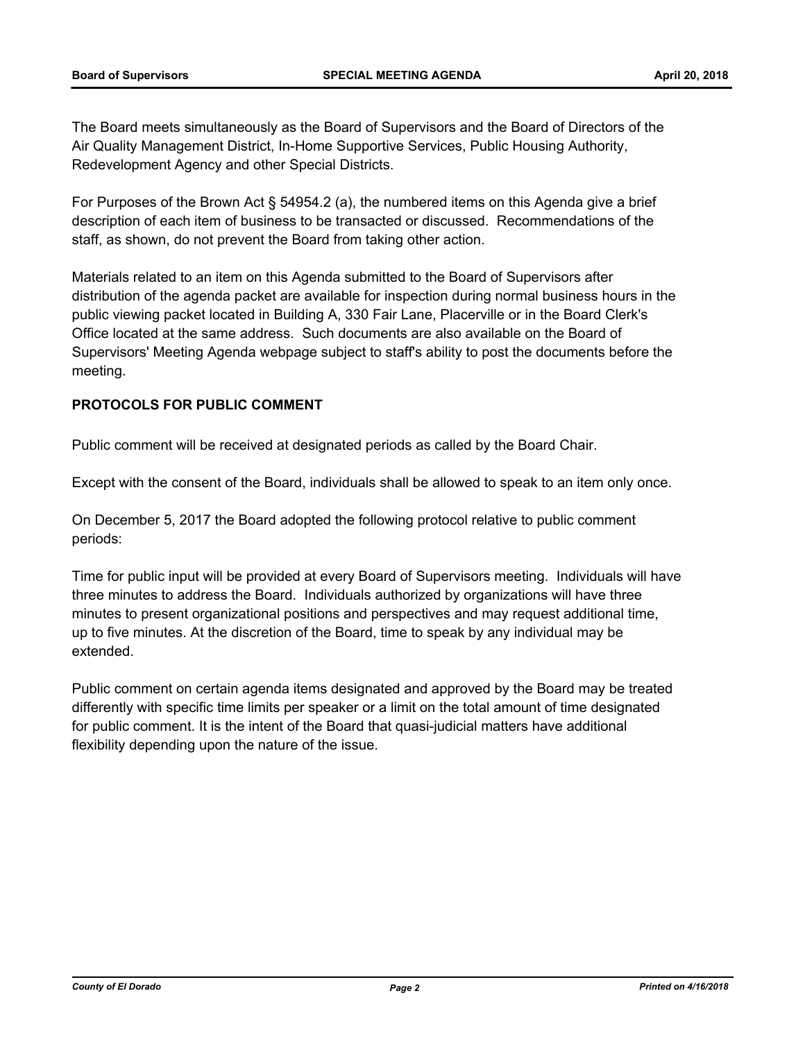The Board meets simultaneously as the Board of Supervisors and the Board of Directors of the Air Quality Management District, In-Home Supportive Services, Public Housing Authority, Redevelopment Agency and other Special Districts.

For Purposes of the Brown Act § 54954.2 (a), the numbered items on this Agenda give a brief description of each item of business to be transacted or discussed. Recommendations of the staff, as shown, do not prevent the Board from taking other action.

Materials related to an item on this Agenda submitted to the Board of Supervisors after distribution of the agenda packet are available for inspection during normal business hours in the public viewing packet located in Building A, 330 Fair Lane, Placerville or in the Board Clerk's Office located at the same address. Such documents are also available on the Board of Supervisors' Meeting Agenda webpage subject to staff's ability to post the documents before the meeting.

**PROTOCOLS FOR PUBLIC COMMENT**

Public comment will be received at designated periods as called by the Board Chair.

Except with the consent of the Board, individuals shall be allowed to speak to an item only once.

On December 5, 2017 the Board adopted the following protocol relative to public comment periods:

Time for public input will be provided at every Board of Supervisors meeting. Individuals will have three minutes to address the Board. Individuals authorized by organizations will have three minutes to present organizational positions and perspectives and may request additional time, up to five minutes. At the discretion of the Board, time to speak by any individual may be extended.

Public comment on certain agenda items designated and approved by the Board may be treated differently with specific time limits per speaker or a limit on the total amount of time designated for public comment. It is the intent of the Board that quasi-judicial matters have additional flexibility depending upon the nature of the issue.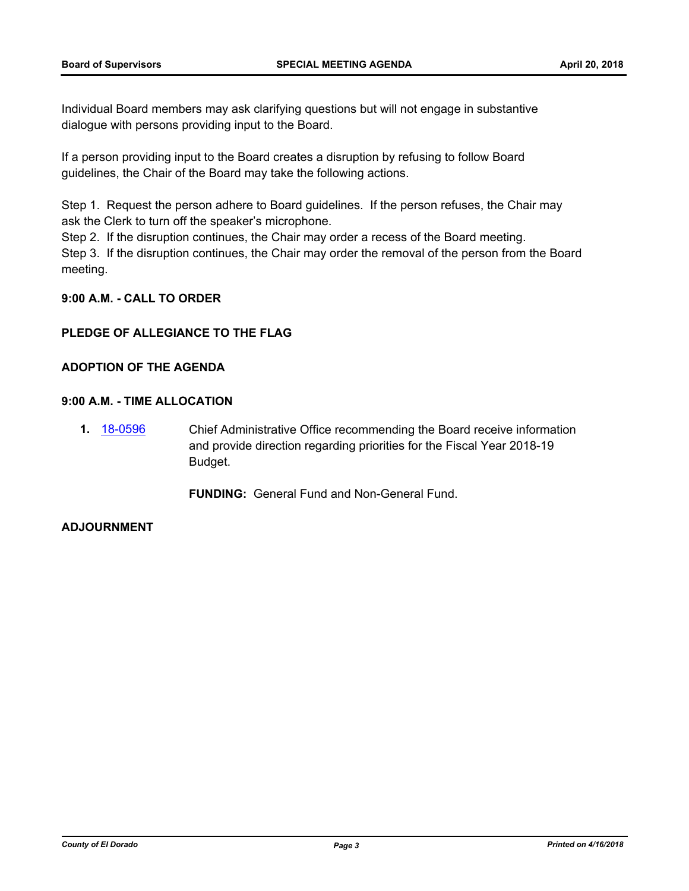Individual Board members may ask clarifying questions but will not engage in substantive dialogue with persons providing input to the Board.

If a person providing input to the Board creates a disruption by refusing to follow Board guidelines, the Chair of the Board may take the following actions.

Step 1. Request the person adhere to Board guidelines. If the person refuses, the Chair may ask the Clerk to turn off the speaker's microphone.
Step 2. If the disruption continues, the Chair may order a recess of the Board meeting.
Step 3. If the disruption continues, the Chair may order the removal of the person from the Board meeting.

**9:00 A.M. - CALL TO ORDER**

**PLEDGE OF ALLEGIANCE TO THE FLAG**

**ADOPTION OF THE AGENDA**

**9:00 A.M. - TIME ALLOCATION**

**1.** 18-0596 Chief Administrative Office recommending the Board receive information and provide direction regarding priorities for the Fiscal Year 2018-19 Budget.

**FUNDING:** General Fund and Non-General Fund.

**ADJOURNMENT**